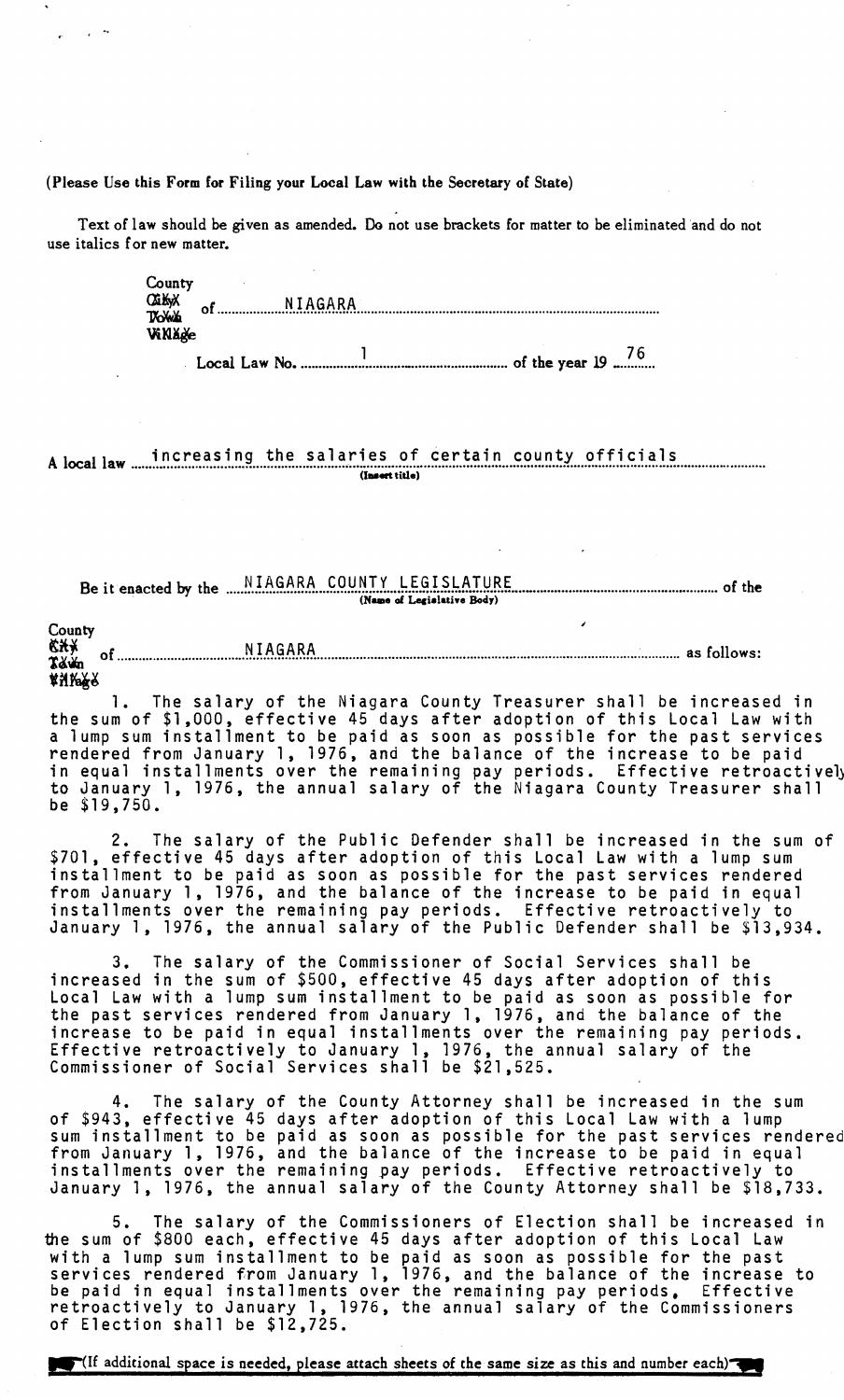(Please Use this Form for Filing your Local Law with the Secretary of State)

Text of law should be given as amended. Do not use brackets for matter to be eliminated and do not use italics for new matter.

County
~~City~~
~~Town~~ of NIAGARA
~~Village~~

Local Law No. 1 of the year 19 76

A local law increasing the salaries of certain county officials
(Insert title)

Be it enacted by the NIAGARA COUNTY LEGISLATURE of the
(Name of Legislative Body)

County
~~City~~
~~Town~~ of NIAGARA as follows:
~~Village~~

1. The salary of the Niagara County Treasurer shall be increased in the sum of $1,000, effective 45 days after adoption of this Local Law with a lump sum installment to be paid as soon as possible for the past services rendered from January 1, 1976, and the balance of the increase to be paid in equal installments over the remaining pay periods. Effective retroactively to January 1, 1976, the annual salary of the Niagara County Treasurer shall be $19,750.

2. The salary of the Public Defender shall be increased in the sum of $701, effective 45 days after adoption of this Local Law with a lump sum installment to be paid as soon as possible for the past services rendered from January 1, 1976, and the balance of the increase to be paid in equal installments over the remaining pay periods. Effective retroactively to January 1, 1976, the annual salary of the Public Defender shall be $13,934.

3. The salary of the Commissioner of Social Services shall be increased in the sum of $500, effective 45 days after adoption of this Local Law with a lump sum installment to be paid as soon as possible for the past services rendered from January 1, 1976, and the balance of the increase to be paid in equal installments over the remaining pay periods. Effective retroactively to January 1, 1976, the annual salary of the Commissioner of Social Services shall be $21,525.

4. The salary of the County Attorney shall be increased in the sum of $943, effective 45 days after adoption of this Local Law with a lump sum installment to be paid as soon as possible for the past services rendered from January 1, 1976, and the balance of the increase to be paid in equal installments over the remaining pay periods. Effective retroactively to January 1, 1976, the annual salary of the County Attorney shall be $18,733.

5. The salary of the Commissioners of Election shall be increased in the sum of $800 each, effective 45 days after adoption of this Local Law with a lump sum installment to be paid as soon as possible for the past services rendered from January 1, 1976, and the balance of the increase to be paid in equal installments over the remaining pay periods. Effective retroactively to January 1, 1976, the annual salary of the Commissioners of Election shall be $12,725.

(If additional space is needed, please attach sheets of the same size as this and number each)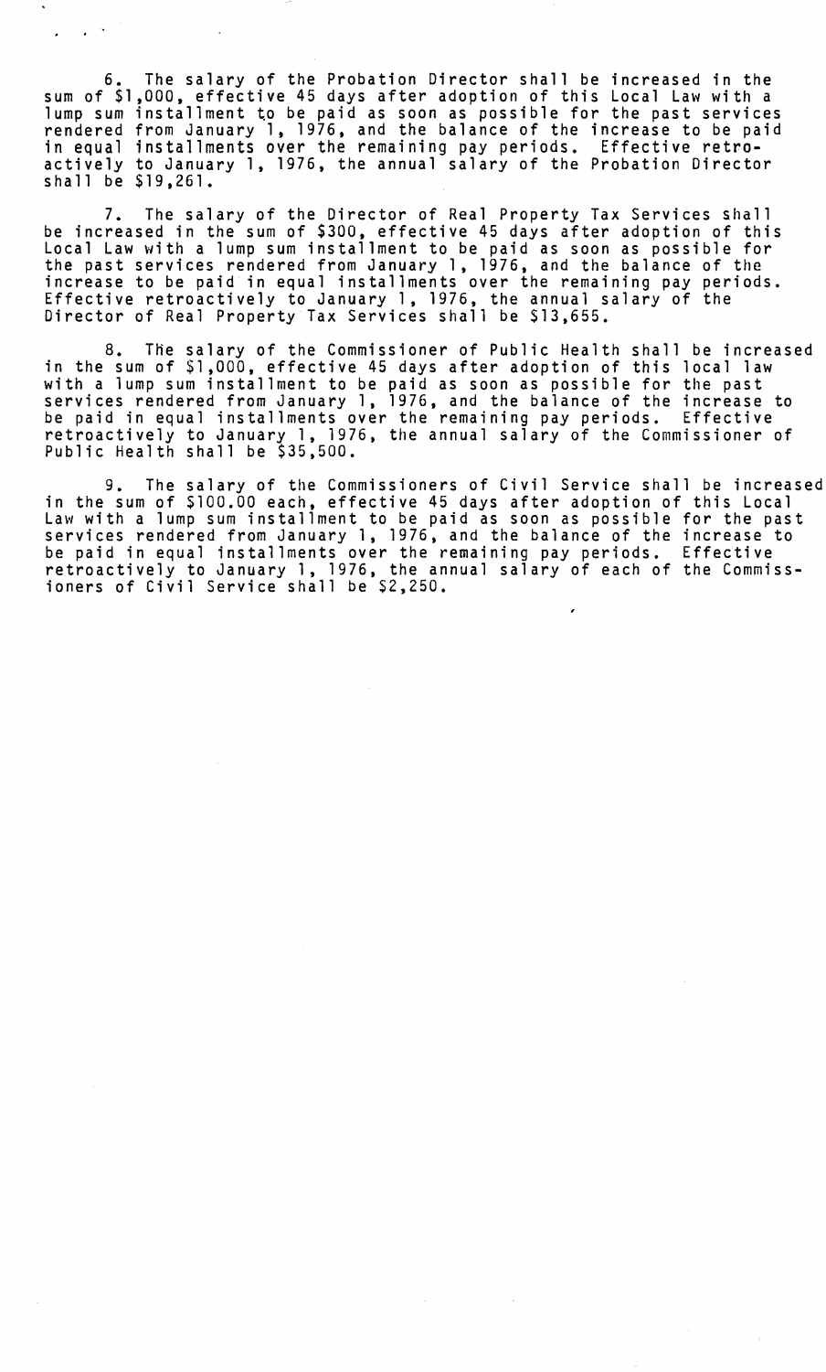6. The salary of the Probation Director shall be increased in the sum of $1,000, effective 45 days after adoption of this Local Law with a lump sum installment to be paid as soon as possible for the past services rendered from January 1, 1976, and the balance of the increase to be paid in equal installments over the remaining pay periods. Effective retroactively to January 1, 1976, the annual salary of the Probation Director shall be $19,261.

7. The salary of the Director of Real Property Tax Services shall be increased in the sum of $300, effective 45 days after adoption of this Local Law with a lump sum installment to be paid as soon as possible for the past services rendered from January 1, 1976, and the balance of the increase to be paid in equal installments over the remaining pay periods. Effective retroactively to January 1, 1976, the annual salary of the Director of Real Property Tax Services shall be $13,655.

8. The salary of the Commissioner of Public Health shall be increased in the sum of $1,000, effective 45 days after adoption of this local law with a lump sum installment to be paid as soon as possible for the past services rendered from January 1, 1976, and the balance of the increase to be paid in equal installments over the remaining pay periods. Effective retroactively to January 1, 1976, the annual salary of the Commissioner of Public Health shall be $35,500.

9. The salary of the Commissioners of Civil Service shall be increased in the sum of $100.00 each, effective 45 days after adoption of this Local Law with a lump sum installment to be paid as soon as possible for the past services rendered from January 1, 1976, and the balance of the increase to be paid in equal installments over the remaining pay periods. Effective retroactively to January 1, 1976, the annual salary of each of the Commissioners of Civil Service shall be $2,250.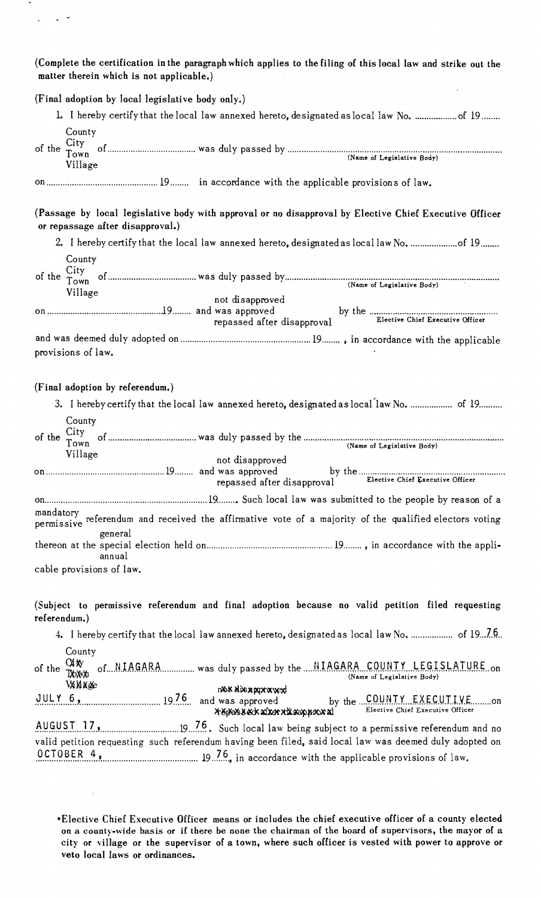(Complete the certification in the paragraph which applies to the filing of this local law and strike out the matter therein which is not applicable.)

(Final adoption by local legislative body only.)

1. I hereby certify that the local law annexed hereto, designated as local law No. .................. of 19........

of the County / City / Town / Village of..................................... was duly passed by ........................................................................................ (Name of Legislative Body)

on................................................ 19........ in accordance with the applicable provisions of law.

(Passage by local legislative body with approval or no disapproval by Elective Chief Executive Officer or repassage after disapproval.)

2. I hereby certify that the local law annexed hereto, designated as local law No. .................... of 19........

of the County / City / Town / Village of..................................... was duly passed by........................................................................................ (Name of Legislative Body)

on................................................19........ and was not disapproved / approved / repassed after disapproval by the ...................................................... Elective Chief Executive Officer

and was deemed duly adopted on ...................................................... 19........ , in accordance with the applicable provisions of law.

(Final adoption by referendum.)

3. I hereby certify that the local law annexed hereto, designated as local law No. .................. of 19..........

of the County / City / Town / Village of..................................... was duly passed by the........................................................................................ (Name of Legislative Body)

on................................................19........ and was not disapproved / approved / repassed after disapproval by the............................................................. Elective Chief Executive Officer

on.................................................................19........ Such local law was submitted to the people by reason of a mandatory / permissive referendum and received the affirmative vote of a majority of the qualified electors voting thereon at the general / special / annual election held on...................................................... 19........ , in accordance with the applicable provisions of law.

(Subject to permissive referendum and final adoption because no valid petition filed requesting referendum.)

4. I hereby certify that the local law annexed hereto, designated as local law No. .................. of 19..76..

of the County ~~City Town Village~~ of....NIAGARA............. was duly passed by the ....NIAGARA COUNTY LEGISLATURE..on (Name of Legislative Body)

JULY 6,................................. 1976 and was ~~not disapproved~~ approved ~~repassed after disapproval~~ by the ...COUNTY EXECUTIVE.........on Elective Chief Executive Officer

AUGUST 17,................................19...76.. Such local law being subject to a permissive referendum and no valid petition requesting such referendum having been filed, said local law was deemed duly adopted on OCTOBER 4,......................................... 19...76., in accordance with the applicable provisions of law.

*Elective Chief Executive Officer means or includes the chief executive officer of a county elected on a county-wide basis or if there be none the chairman of the board of supervisors, the mayor of a city or village or the supervisor of a town, where such officer is vested with power to approve or veto local laws or ordinances.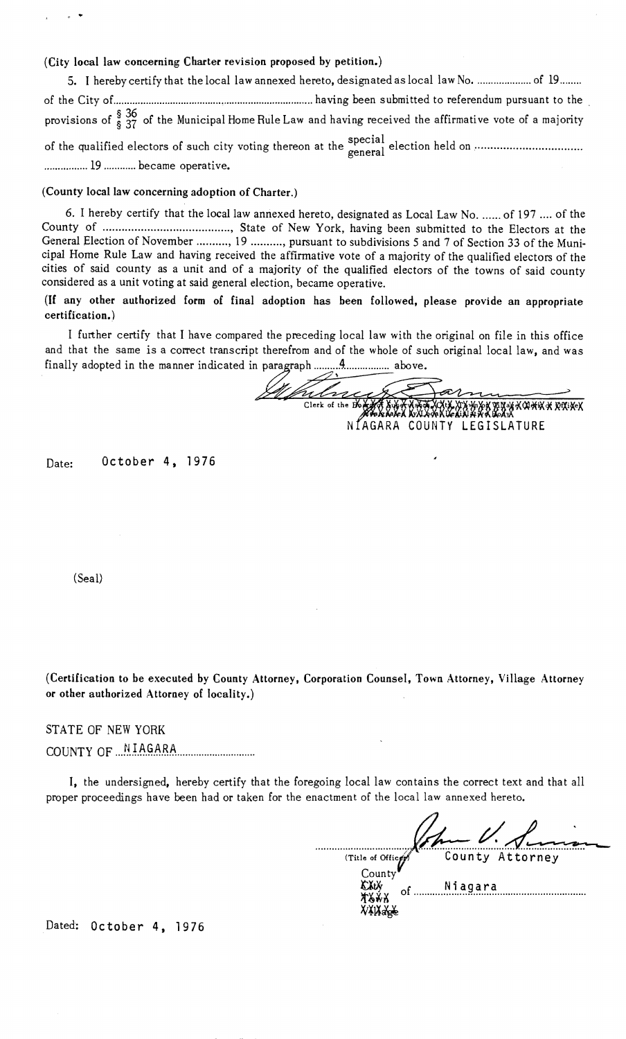(City local law concerning Charter revision proposed by petition.)

5. I hereby certify that the local law annexed hereto, designated as local law No. .................... of 19........ of the City of......................................................................... having been submitted to referendum pursuant to the provisions of § 36 / § 37 of the Municipal Home Rule Law and having received the affirmative vote of a majority of the qualified electors of such city voting thereon at the special / general election held on .................................. ................ 19 ............ became operative.

(County local law concerning adoption of Charter.)

6. I hereby certify that the local law annexed hereto, designated as Local Law No. ...... of 197 .... of the County of ........................................, State of New York, having been submitted to the Electors at the General Election of November .........., 19 .........., pursuant to subdivisions 5 and 7 of Section 33 of the Municipal Home Rule Law and having received the affirmative vote of a majority of the qualified electors of the cities of said county as a unit and of a majority of the qualified electors of the towns of said county considered as a unit voting at said general election, became operative.

(If any other authorized form of final adoption has been followed, please provide an appropriate certification.)

I further certify that I have compared the preceding local law with the original on file in this office and that the same is a correct transcript therefrom and of the whole of such original local law, and was finally adopted in the manner indicated in paragraph .........4................ above.

Clerk of the NIAGARA COUNTY LEGISLATURE

Date: October 4, 1976

(Seal)

(Certification to be executed by County Attorney, Corporation Counsel, Town Attorney, Village Attorney or other authorized Attorney of locality.)

STATE OF NEW YORK

COUNTY OF NIAGARA

I, the undersigned, hereby certify that the foregoing local law contains the correct text and that all proper proceedings have been had or taken for the enactment of the local law annexed hereto.

(Title of Officer) County Attorney

County of Niagara

Dated: October 4, 1976